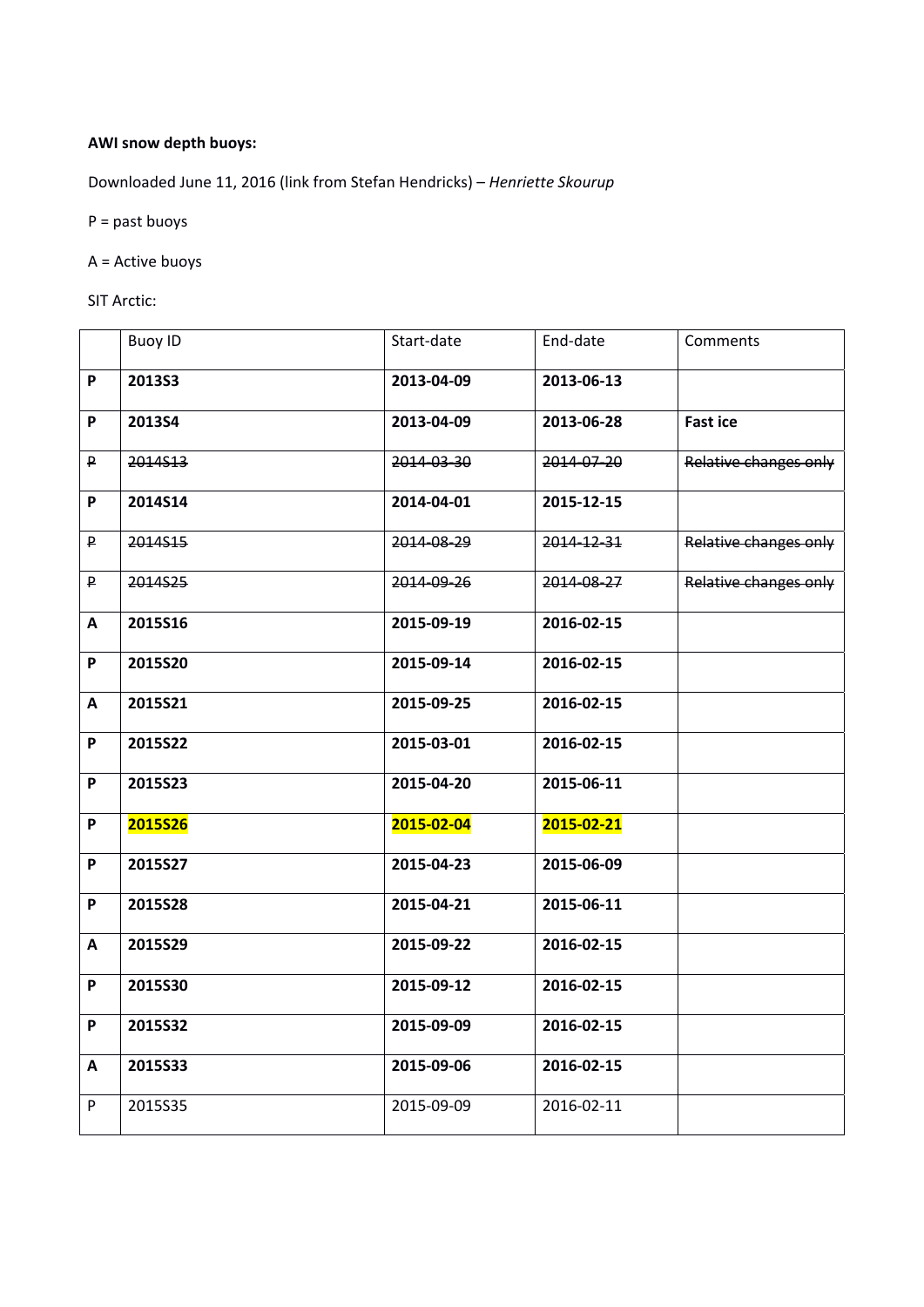**AWI snow depth buoys:**

Downloaded June 11, 2016 (link from Stefan Hendricks) – *Henriette Skourup*

P = past buoys

A = Active buoys

SIT Arctic:

| | Buoy ID | Start-date | End-date | Comments |
|---|---|---|---|---|
| **P** | **2013S3** | **2013-04-09** | **2013-06-13** | |
| **P** | **2013S4** | **2013-04-09** | **2013-06-28** | **Fast ice** |
| ~~P~~ | ~~2014S13~~ | ~~2014-03-30~~ | ~~2014-07-20~~ | ~~Relative changes only~~ |
| **P** | **2014S14** | **2014-04-01** | **2015-12-15** | |
| ~~P~~ | ~~2014S15~~ | ~~2014-08-29~~ | ~~2014-12-31~~ | ~~Relative changes only~~ |
| ~~P~~ | ~~2014S25~~ | ~~2014-09-26~~ | ~~2014-08-27~~ | ~~Relative changes only~~ |
| **A** | **2015S16** | **2015-09-19** | **2016-02-15** | |
| **P** | **2015S20** | **2015-09-14** | **2016-02-15** | |
| **A** | **2015S21** | **2015-09-25** | **2016-02-15** | |
| **P** | **2015S22** | **2015-03-01** | **2016-02-15** | |
| **P** | **2015S23** | **2015-04-20** | **2015-06-11** | |
| **P** | **2015S26** | **2015-02-04** | **2015-02-21** | |
| **P** | **2015S27** | **2015-04-23** | **2015-06-09** | |
| **P** | **2015S28** | **2015-04-21** | **2015-06-11** | |
| **A** | **2015S29** | **2015-09-22** | **2016-02-15** | |
| **P** | **2015S30** | **2015-09-12** | **2016-02-15** | |
| **P** | **2015S32** | **2015-09-09** | **2016-02-15** | |
| **A** | **2015S33** | **2015-09-06** | **2016-02-15** | |
| P | 2015S35 | 2015-09-09 | 2016-02-11 | |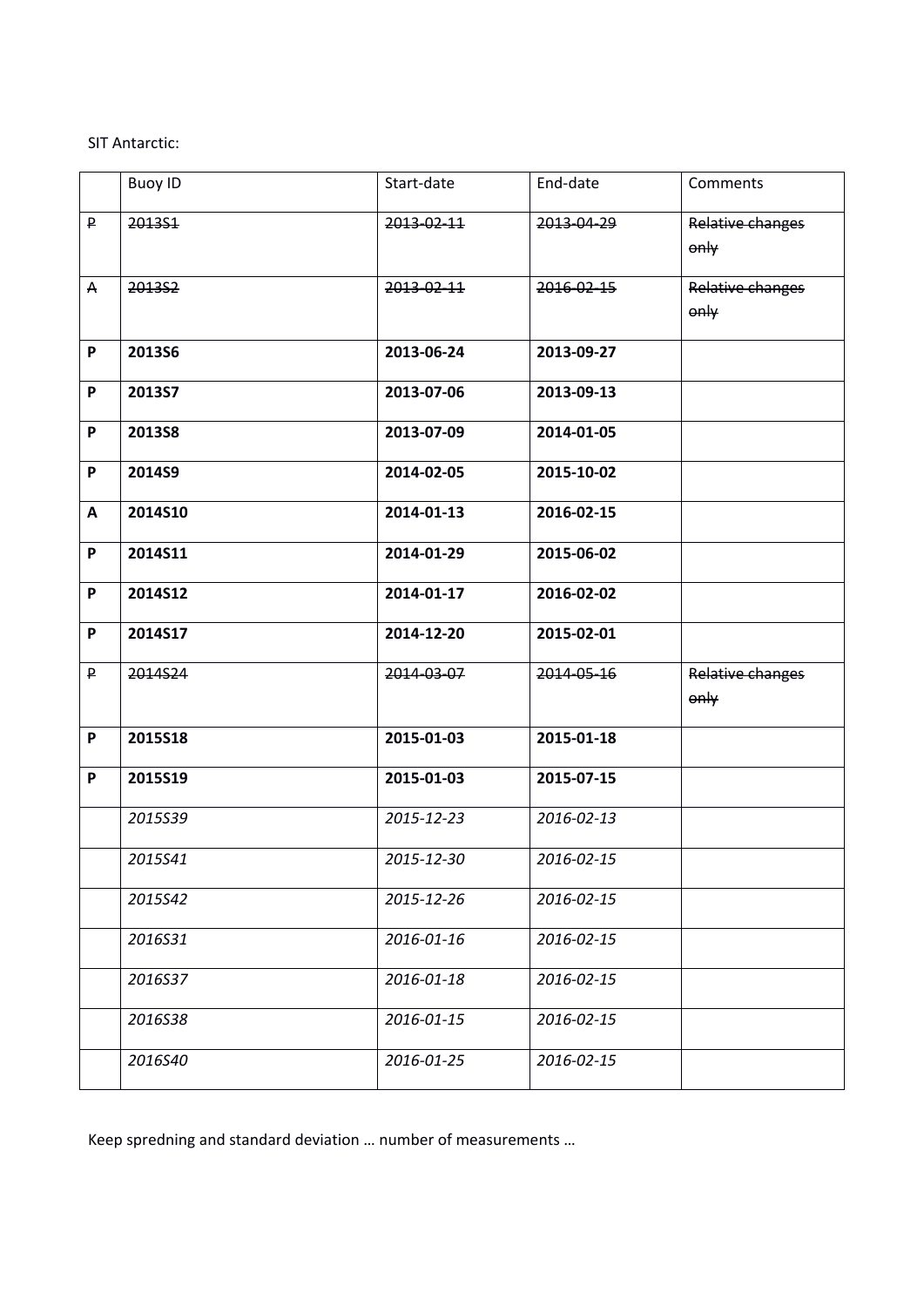SIT Antarctic:

| | Buoy ID | Start-date | End-date | Comments |
|---|---|---|---|---|
| ~~P~~ | ~~2013S1~~ | ~~2013-02-11~~ | ~~2013-04-29~~ | ~~Relative changes only~~ |
| ~~A~~ | ~~2013S2~~ | ~~2013-02-11~~ | ~~2016-02-15~~ | ~~Relative changes only~~ |
| **P** | **2013S6** | **2013-06-24** | **2013-09-27** | |
| **P** | **2013S7** | **2013-07-06** | **2013-09-13** | |
| **P** | **2013S8** | **2013-07-09** | **2014-01-05** | |
| **P** | **2014S9** | **2014-02-05** | **2015-10-02** | |
| **A** | **2014S10** | **2014-01-13** | **2016-02-15** | |
| **P** | **2014S11** | **2014-01-29** | **2015-06-02** | |
| **P** | **2014S12** | **2014-01-17** | **2016-02-02** | |
| **P** | **2014S17** | **2014-12-20** | **2015-02-01** | |
| ~~P~~ | ~~2014S24~~ | ~~2014-03-07~~ | ~~2014-05-16~~ | ~~Relative changes only~~ |
| **P** | **2015S18** | **2015-01-03** | **2015-01-18** | |
| **P** | **2015S19** | **2015-01-03** | **2015-07-15** | |
| | *2015S39* | *2015-12-23* | *2016-02-13* | |
| | *2015S41* | *2015-12-30* | *2016-02-15* | |
| | *2015S42* | *2015-12-26* | *2016-02-15* | |
| | *2016S31* | *2016-01-16* | *2016-02-15* | |
| | *2016S37* | *2016-01-18* | *2016-02-15* | |
| | *2016S38* | *2016-01-15* | *2016-02-15* | |
| | *2016S40* | *2016-01-25* | *2016-02-15* | |

Keep spredning and standard deviation … number of measurements …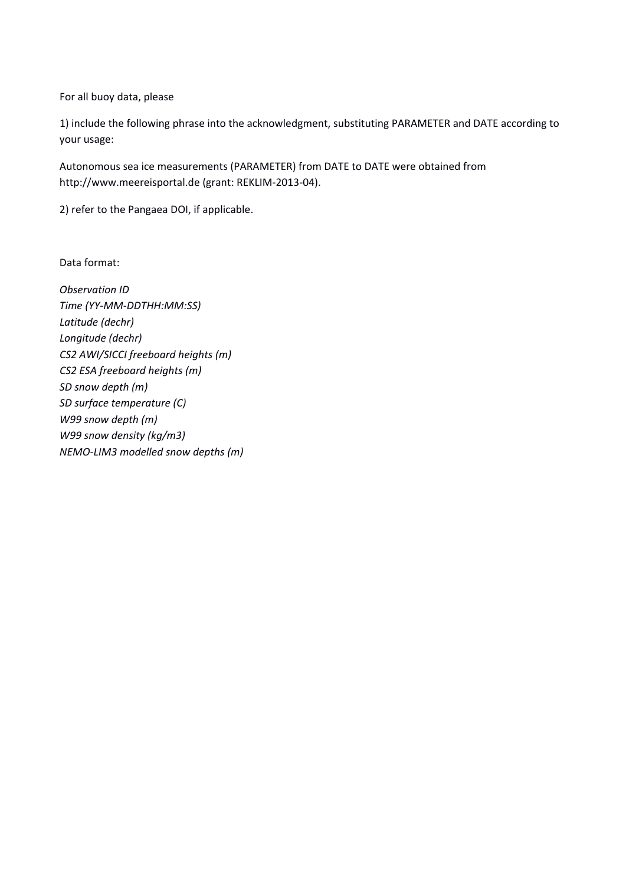For all buoy data, please

1) include the following phrase into the acknowledgment, substituting PARAMETER and DATE according to your usage:

Autonomous sea ice measurements (PARAMETER) from DATE to DATE were obtained from http://www.meereisportal.de (grant: REKLIM-2013-04).

2) refer to the Pangaea DOI, if applicable.

Data format:

*Observation ID*
*Time (YY-MM-DDTHH:MM:SS)*
*Latitude (dechr)*
*Longitude (dechr)*
*CS2 AWI/SICCI freeboard heights (m)*
*CS2 ESA freeboard heights (m)*
*SD snow depth (m)*
*SD surface temperature (C)*
*W99 snow depth (m)*
*W99 snow density (kg/m3)*
*NEMO-LIM3 modelled snow depths (m)*